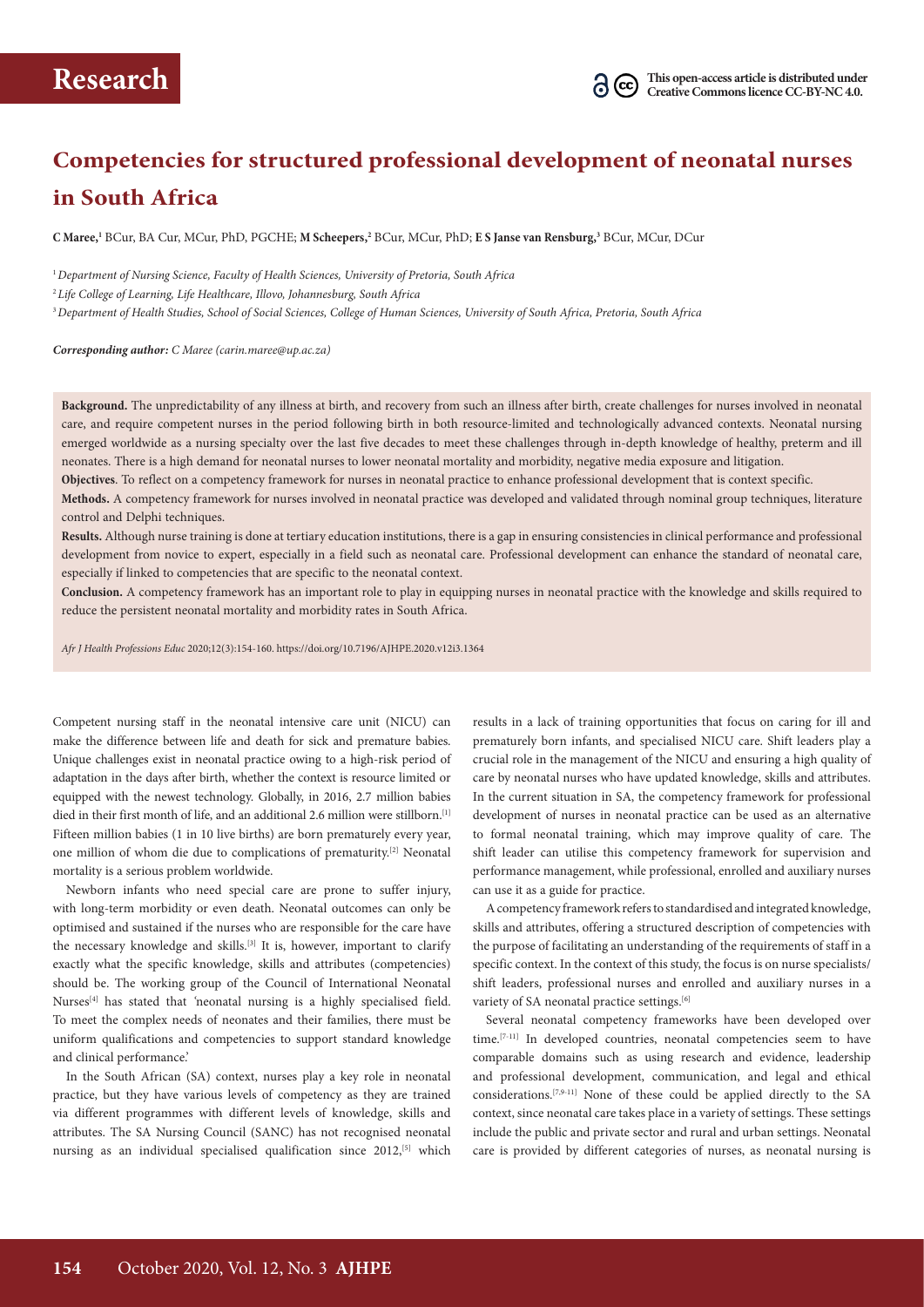# Competencies for structured professional development of neonatal nurses in South Africa

**C Maree,[1]** BCur, BA Cur, MCur, PhD, PGCHE; **M Scheepers,[2]** BCur, MCur, PhD; **E S Janse van Rensburg,[3]** BCur, MCur, DCur

[1] *Department of Nursing Science, Faculty of Health Sciences, University of Pretoria, South Africa*

[2] *Life College of Learning, Life Healthcare, Illovo, Johannesburg, South Africa*

[3] *Department of Health Studies, School of Social Sciences, College of Human Sciences, University of South Africa, Pretoria, South Africa*

***Corresponding author:** C Maree (carin.maree@up.ac.za)*

**Background.** The unpredictability of any illness at birth, and recovery from such an illness after birth, create challenges for nurses involved in neonatal care, and require competent nurses in the period following birth in both resource-limited and technologically advanced contexts. Neonatal nursing emerged worldwide as a nursing specialty over the last five decades to meet these challenges through in-depth knowledge of healthy, preterm and ill neonates. There is a high demand for neonatal nurses to lower neonatal mortality and morbidity, negative media exposure and litigation.

**Objectives**. To reflect on a competency framework for nurses in neonatal practice to enhance professional development that is context specific.

**Methods.** A competency framework for nurses involved in neonatal practice was developed and validated through nominal group techniques, literature control and Delphi techniques.

**Results.** Although nurse training is done at tertiary education institutions, there is a gap in ensuring consistencies in clinical performance and professional development from novice to expert, especially in a field such as neonatal care. Professional development can enhance the standard of neonatal care, especially if linked to competencies that are specific to the neonatal context.

**Conclusion.** A competency framework has an important role to play in equipping nurses in neonatal practice with the knowledge and skills required to reduce the persistent neonatal mortality and morbidity rates in South Africa.

*Afr J Health Professions Educ* 2020;12(3):154-160. https://doi.org/10.7196/AJHPE.2020.v12i3.1364

Competent nursing staff in the neonatal intensive care unit (NICU) can make the difference between life and death for sick and premature babies. Unique challenges exist in neonatal practice owing to a high-risk period of adaptation in the days after birth, whether the context is resource limited or equipped with the newest technology. Globally, in 2016, 2.7 million babies died in their first month of life, and an additional 2.6 million were stillborn.[1] Fifteen million babies (1 in 10 live births) are born prematurely every year, one million of whom die due to complications of prematurity.[2] Neonatal mortality is a serious problem worldwide.

Newborn infants who need special care are prone to suffer injury, with long-term morbidity or even death. Neonatal outcomes can only be optimised and sustained if the nurses who are responsible for the care have the necessary knowledge and skills.[3] It is, however, important to clarify exactly what the specific knowledge, skills and attributes (competencies) should be. The working group of the Council of International Neonatal Nurses[4] has stated that 'neonatal nursing is a highly specialised field. To meet the complex needs of neonates and their families, there must be uniform qualifications and competencies to support standard knowledge and clinical performance.'

In the South African (SA) context, nurses play a key role in neonatal practice, but they have various levels of competency as they are trained via different programmes with different levels of knowledge, skills and attributes. The SA Nursing Council (SANC) has not recognised neonatal nursing as an individual specialised qualification since 2012,[5] which results in a lack of training opportunities that focus on caring for ill and prematurely born infants, and specialised NICU care. Shift leaders play a crucial role in the management of the NICU and ensuring a high quality of care by neonatal nurses who have updated knowledge, skills and attributes. In the current situation in SA, the competency framework for professional development of nurses in neonatal practice can be used as an alternative to formal neonatal training, which may improve quality of care. The shift leader can utilise this competency framework for supervision and performance management, while professional, enrolled and auxiliary nurses can use it as a guide for practice.

A competency framework refers to standardised and integrated knowledge, skills and attributes, offering a structured description of competencies with the purpose of facilitating an understanding of the requirements of staff in a specific context. In the context of this study, the focus is on nurse specialists/shift leaders, professional nurses and enrolled and auxiliary nurses in a variety of SA neonatal practice settings.[6]

Several neonatal competency frameworks have been developed over time.[7-11] In developed countries, neonatal competencies seem to have comparable domains such as using research and evidence, leadership and professional development, communication, and legal and ethical considerations.[7,9-11] None of these could be applied directly to the SA context, since neonatal care takes place in a variety of settings. These settings include the public and private sector and rural and urban settings. Neonatal care is provided by different categories of nurses, as neonatal nursing is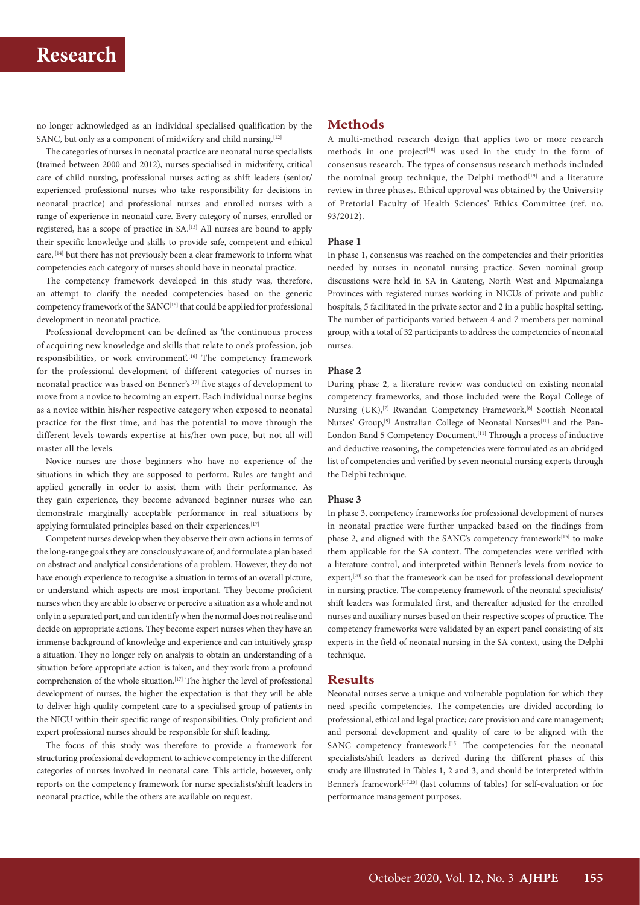no longer acknowledged as an individual specialised qualification by the SANC, but only as a component of midwifery and child nursing.[12]

The categories of nurses in neonatal practice are neonatal nurse specialists (trained between 2000 and 2012), nurses specialised in midwifery, critical care of child nursing, professional nurses acting as shift leaders (senior/experienced professional nurses who take responsibility for decisions in neonatal practice) and professional nurses and enrolled nurses with a range of experience in neonatal care. Every category of nurses, enrolled or registered, has a scope of practice in SA.[13] All nurses are bound to apply their specific knowledge and skills to provide safe, competent and ethical care,[14] but there has not previously been a clear framework to inform what competencies each category of nurses should have in neonatal practice.

The competency framework developed in this study was, therefore, an attempt to clarify the needed competencies based on the generic competency framework of the SANC[15] that could be applied for professional development in neonatal practice.

Professional development can be defined as 'the continuous process of acquiring new knowledge and skills that relate to one's profession, job responsibilities, or work environment'.[16] The competency framework for the professional development of different categories of nurses in neonatal practice was based on Benner's[17] five stages of development to move from a novice to becoming an expert. Each individual nurse begins as a novice within his/her respective category when exposed to neonatal practice for the first time, and has the potential to move through the different levels towards expertise at his/her own pace, but not all will master all the levels.

Novice nurses are those beginners who have no experience of the situations in which they are supposed to perform. Rules are taught and applied generally in order to assist them with their performance. As they gain experience, they become advanced beginner nurses who can demonstrate marginally acceptable performance in real situations by applying formulated principles based on their experiences.[17]

Competent nurses develop when they observe their own actions in terms of the long-range goals they are consciously aware of, and formulate a plan based on abstract and analytical considerations of a problem. However, they do not have enough experience to recognise a situation in terms of an overall picture, or understand which aspects are most important. They become proficient nurses when they are able to observe or perceive a situation as a whole and not only in a separated part, and can identify when the normal does not realise and decide on appropriate actions. They become expert nurses when they have an immense background of knowledge and experience and can intuitively grasp a situation. They no longer rely on analysis to obtain an understanding of a situation before appropriate action is taken, and they work from a profound comprehension of the whole situation.[17] The higher the level of professional development of nurses, the higher the expectation is that they will be able to deliver high-quality competent care to a specialised group of patients in the NICU within their specific range of responsibilities. Only proficient and expert professional nurses should be responsible for shift leading.

The focus of this study was therefore to provide a framework for structuring professional development to achieve competency in the different categories of nurses involved in neonatal care. This article, however, only reports on the competency framework for nurse specialists/shift leaders in neonatal practice, while the others are available on request.

## Methods

A multi-method research design that applies two or more research methods in one project[18] was used in the study in the form of consensus research. The types of consensus research methods included the nominal group technique, the Delphi method[19] and a literature review in three phases. Ethical approval was obtained by the University of Pretorial Faculty of Health Sciences' Ethics Committee (ref. no. 93/2012).

### Phase 1

In phase 1, consensus was reached on the competencies and their priorities needed by nurses in neonatal nursing practice. Seven nominal group discussions were held in SA in Gauteng, North West and Mpumalanga Provinces with registered nurses working in NICUs of private and public hospitals, 5 facilitated in the private sector and 2 in a public hospital setting. The number of participants varied between 4 and 7 members per nominal group, with a total of 32 participants to address the competencies of neonatal nurses.

### Phase 2

During phase 2, a literature review was conducted on existing neonatal competency frameworks, and those included were the Royal College of Nursing (UK),[7] Rwandan Competency Framework,[8] Scottish Neonatal Nurses' Group,[9] Australian College of Neonatal Nurses[10] and the Pan-London Band 5 Competency Document.[11] Through a process of inductive and deductive reasoning, the competencies were formulated as an abridged list of competencies and verified by seven neonatal nursing experts through the Delphi technique.

### Phase 3

In phase 3, competency frameworks for professional development of nurses in neonatal practice were further unpacked based on the findings from phase 2, and aligned with the SANC's competency framework[15] to make them applicable for the SA context. The competencies were verified with a literature control, and interpreted within Benner's levels from novice to expert,[20] so that the framework can be used for professional development in nursing practice. The competency framework of the neonatal specialists/shift leaders was formulated first, and thereafter adjusted for the enrolled nurses and auxiliary nurses based on their respective scopes of practice. The competency frameworks were validated by an expert panel consisting of six experts in the field of neonatal nursing in the SA context, using the Delphi technique.

## Results

Neonatal nurses serve a unique and vulnerable population for which they need specific competencies. The competencies are divided according to professional, ethical and legal practice; care provision and care management; and personal development and quality of care to be aligned with the SANC competency framework.[15] The competencies for the neonatal specialists/shift leaders as derived during the different phases of this study are illustrated in Tables 1, 2 and 3, and should be interpreted within Benner's framework[17,20] (last columns of tables) for self-evaluation or for performance management purposes.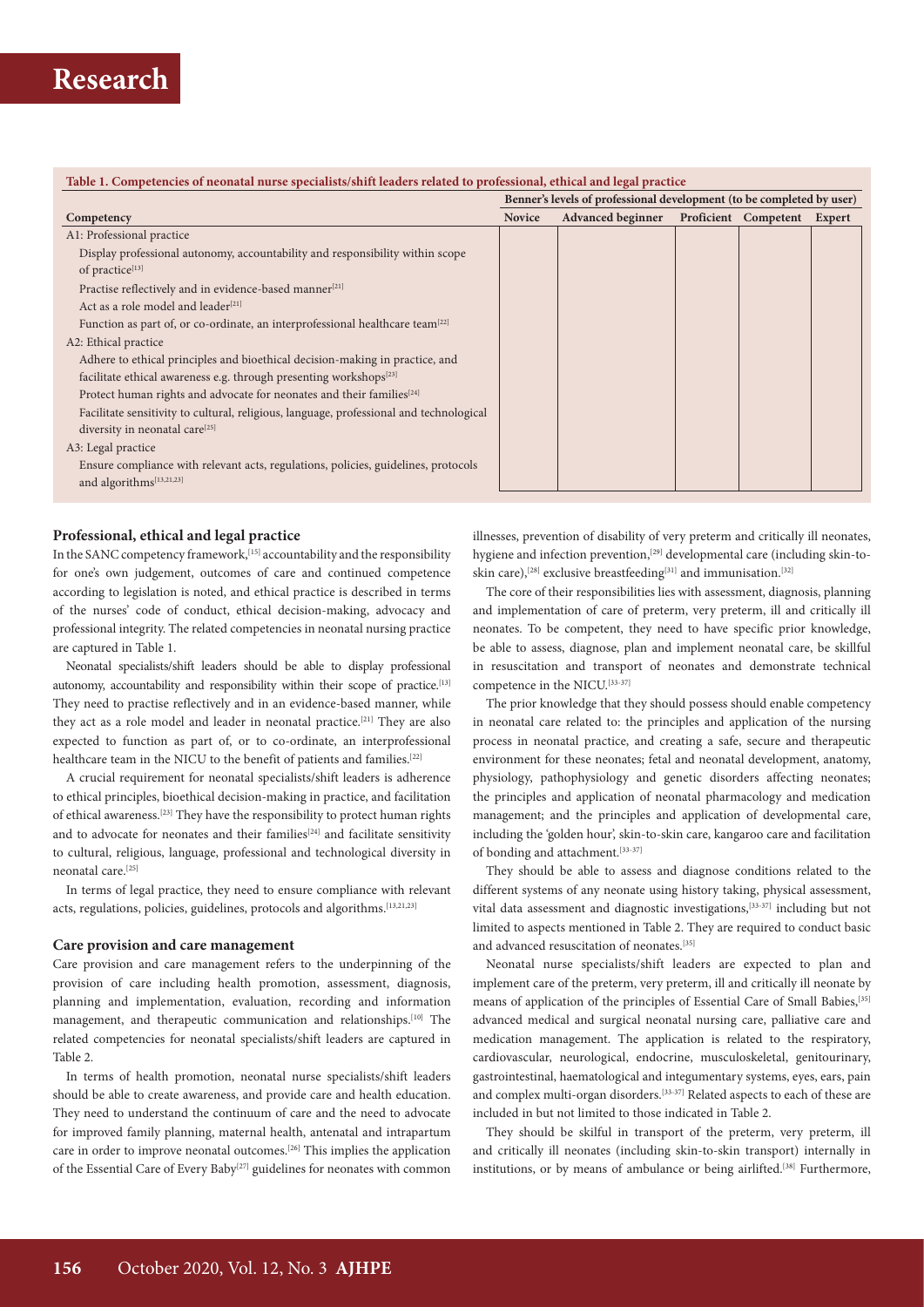**Table 1. Competencies of neonatal nurse specialists/shift leaders related to professional, ethical and legal practice**

| Competency | Benner's levels of professional development (to be completed by user) | | | | |
|---|---|---|---|---|---|
| | Novice | Advanced beginner | Proficient | Competent | Expert |
| A1: Professional practice | | | | | |
| Display professional autonomy, accountability and responsibility within scope of practice[13] | | | | | |
| Practise reflectively and in evidence-based manner[21] | | | | | |
| Act as a role model and leader[21] | | | | | |
| Function as part of, or co-ordinate, an interprofessional healthcare team[22] | | | | | |
| A2: Ethical practice | | | | | |
| Adhere to ethical principles and bioethical decision-making in practice, and facilitate ethical awareness e.g. through presenting workshops[23] | | | | | |
| Protect human rights and advocate for neonates and their families[24] | | | | | |
| Facilitate sensitivity to cultural, religious, language, professional and technological diversity in neonatal care[25] | | | | | |
| A3: Legal practice | | | | | |
| Ensure compliance with relevant acts, regulations, policies, guidelines, protocols and algorithms[13,21,23] | | | | | |

### Professional, ethical and legal practice

In the SANC competency framework,[15] accountability and the responsibility for one's own judgement, outcomes of care and continued competence according to legislation is noted, and ethical practice is described in terms of the nurses' code of conduct, ethical decision-making, advocacy and professional integrity. The related competencies in neonatal nursing practice are captured in Table 1.

Neonatal specialists/shift leaders should be able to display professional autonomy, accountability and responsibility within their scope of practice.[13] They need to practise reflectively and in an evidence-based manner, while they act as a role model and leader in neonatal practice.[21] They are also expected to function as part of, or to co-ordinate, an interprofessional healthcare team in the NICU to the benefit of patients and families.[22]

A crucial requirement for neonatal specialists/shift leaders is adherence to ethical principles, bioethical decision-making in practice, and facilitation of ethical awareness.[23] They have the responsibility to protect human rights and to advocate for neonates and their families[24] and facilitate sensitivity to cultural, religious, language, professional and technological diversity in neonatal care.[25]

In terms of legal practice, they need to ensure compliance with relevant acts, regulations, policies, guidelines, protocols and algorithms.[13,21,23]

### Care provision and care management

Care provision and care management refers to the underpinning of the provision of care including health promotion, assessment, diagnosis, planning and implementation, evaluation, recording and information management, and therapeutic communication and relationships.[10] The related competencies for neonatal specialists/shift leaders are captured in Table 2.

In terms of health promotion, neonatal nurse specialists/shift leaders should be able to create awareness, and provide care and health education. They need to understand the continuum of care and the need to advocate for improved family planning, maternal health, antenatal and intrapartum care in order to improve neonatal outcomes.[26] This implies the application of the Essential Care of Every Baby[27] guidelines for neonates with common illnesses, prevention of disability of very preterm and critically ill neonates, hygiene and infection prevention,[29] developmental care (including skin-to-skin care),[28] exclusive breastfeeding[31] and immunisation.[32]

The core of their responsibilities lies with assessment, diagnosis, planning and implementation of care of preterm, very preterm, ill and critically ill neonates. To be competent, they need to have specific prior knowledge, be able to assess, diagnose, plan and implement neonatal care, be skillful in resuscitation and transport of neonates and demonstrate technical competence in the NICU.[33-37]

The prior knowledge that they should possess should enable competency in neonatal care related to: the principles and application of the nursing process in neonatal practice, and creating a safe, secure and therapeutic environment for these neonates; fetal and neonatal development, anatomy, physiology, pathophysiology and genetic disorders affecting neonates; the principles and application of neonatal pharmacology and medication management; and the principles and application of developmental care, including the 'golden hour', skin-to-skin care, kangaroo care and facilitation of bonding and attachment.[33-37]

They should be able to assess and diagnose conditions related to the different systems of any neonate using history taking, physical assessment, vital data assessment and diagnostic investigations,[33-37] including but not limited to aspects mentioned in Table 2. They are required to conduct basic and advanced resuscitation of neonates.[35]

Neonatal nurse specialists/shift leaders are expected to plan and implement care of the preterm, very preterm, ill and critically ill neonate by means of application of the principles of Essential Care of Small Babies,[35] advanced medical and surgical neonatal nursing care, palliative care and medication management. The application is related to the respiratory, cardiovascular, neurological, endocrine, musculoskeletal, genitourinary, gastrointestinal, haematological and integumentary systems, eyes, ears, pain and complex multi-organ disorders.[33-37] Related aspects to each of these are included in but not limited to those indicated in Table 2.

They should be skilful in transport of the preterm, very preterm, ill and critically ill neonates (including skin-to-skin transport) internally in institutions, or by means of ambulance or being airlifted.[38] Furthermore,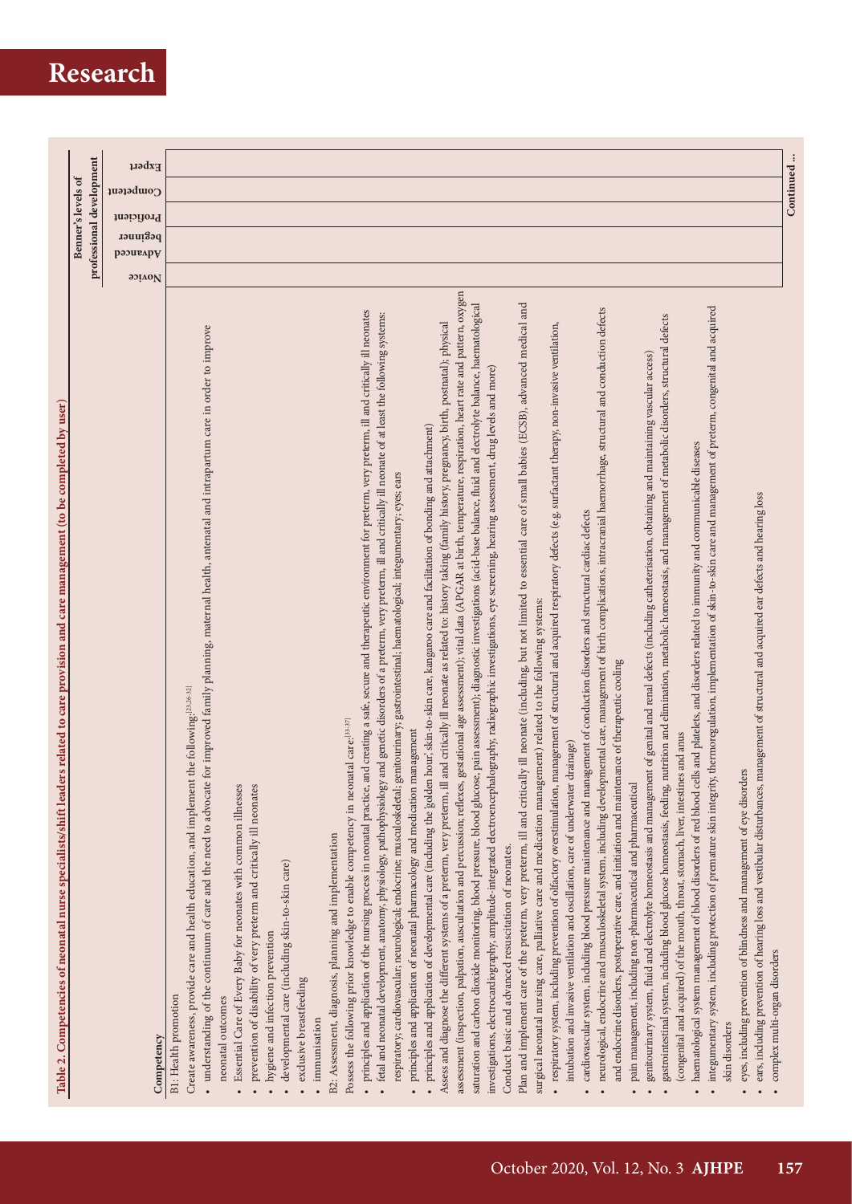**Table 2. Competencies of neonatal nurse specialists/shift leaders related to care provision and care management (to be completed by user)**

| Competency | Benner's levels of professional development | | | | |
|---|---|---|---|---|---|
| | Novice | Advanced beginner | Proficient | Competent | Expert |
| B1: Health promotion | | | | | |
| Create awareness, provide care and health education, and implement the following:[23,26-32] | | | | | |
| • understanding of the continuum of care and the need to advocate for improved family planning, maternal health, antenatal and intrapartum care in order to improve neonatal outcomes | | | | | |
| • Essential Care of Every Baby for neonates with common illnesses | | | | | |
| • prevention of disability of very preterm and critically ill neonates | | | | | |
| • hygiene and infection prevention | | | | | |
| • developmental care (including skin-to-skin care) | | | | | |
| • exclusive breastfeeding | | | | | |
| • immunisation | | | | | |
| B2: Assessment, diagnosis, planning and implementation | | | | | |
| Possess the following prior knowledge to enable competency in neonatal care:[33-37] | | | | | |
| • principles and application of the nursing process in neonatal practice, and creating a safe, secure and therapeutic environment for preterm, very preterm, ill and critically ill neonates | | | | | |
| • fetal and neonatal development, anatomy, physiology, pathophysiology and genetic disorders of a preterm, very preterm, ill and critically ill neonate of at least the following systems: respiratory; cardiovascular; neurological; endocrine; musculoskeletal; genitourinary; gastrointestinal; haematological; integumentary; eyes; ears | | | | | |
| • principles and application of neonatal pharmacology and medication management | | | | | |
| • principles and application of developmental care (including the 'golden hour', skin-to-skin care, kangaroo care and facilitation of bonding and attachment) | | | | | |
| Assess and diagnose the different systems of a preterm, very preterm, ill and critically ill neonate as related to: history taking (family history, pregnancy, birth, postnatal); physical assessment (inspection, palpation, auscultation and percussion; reflexes, gestational age assessment); vital data (APGAR at birth, temperature, respiration, heart rate and pattern, oxygen saturation and carbon dioxide monitoring, blood pressure, blood glucose, pain assessment); diagnostic investigations (acid-base balance, fluid and electrolyte balance, haematological investigations, electrocardiography, amplitude-integrated electroencephalography, radiographic investigations, eye screening, hearing assessment, drug levels and more) | | | | | |
| Conduct basic and advanced resuscitation of neonates. | | | | | |
| Plan and implement care of the preterm, very preterm, ill and critically ill neonate (including, but not limited to essential care of small babies (ECSB), advanced medical and surgical neonatal nursing care, palliative care and medication management) related to the following systems: | | | | | |
| • respiratory system, including prevention of olfactory overstimulation, management of structural and acquired respiratory defects (e.g. surfactant therapy, non-invasive ventilation, intubation and invasive ventilation and oscillation, care of underwater drainage) | | | | | |
| • cardiovascular system, including blood pressure maintenance and management of conduction disorders and structural cardiac defects | | | | | |
| • neurological, endocrine and musculoskeletal system, including developmental care, management of birth complications, intracranial haemorrhage, structural and conduction defects and endocrine disorders, postoperative care, and initiation and maintenance of therapeutic cooling | | | | | |
| • pain management, including non-pharmaceutical and pharmaceutical | | | | | |
| • genitourinary system, fluid and electrolyte homeostasis and management of genital and renal defects (including catheterisation, obtaining and maintaining vascular access) | | | | | |
| • gastrointestinal system, including blood glucose homeostasis, feeding, nutrition and elimination, metabolic homeostasis, and management of metabolic disorders, structural defects (congenital and acquired) of the mouth, throat, stomach, liver, intestines and anus | | | | | |
| • haematological system management of blood disorders of red blood cells and platelets, and disorders related to immunity and communicable diseases | | | | | |
| • integumentary system, including protection of premature skin integrity, thermoregulation, implementation of skin-to-skin care and management of preterm, congenital and acquired skin disorders | | | | | |
| • eyes, including prevention of blindness and management of eye disorders | | | | | |
| • ears, including prevention of hearing loss and vestibular disturbances, management of structural and acquired ear defects and hearing loss | | | | | |
| • complex multi-organ disorders | | | | | |

Continued ...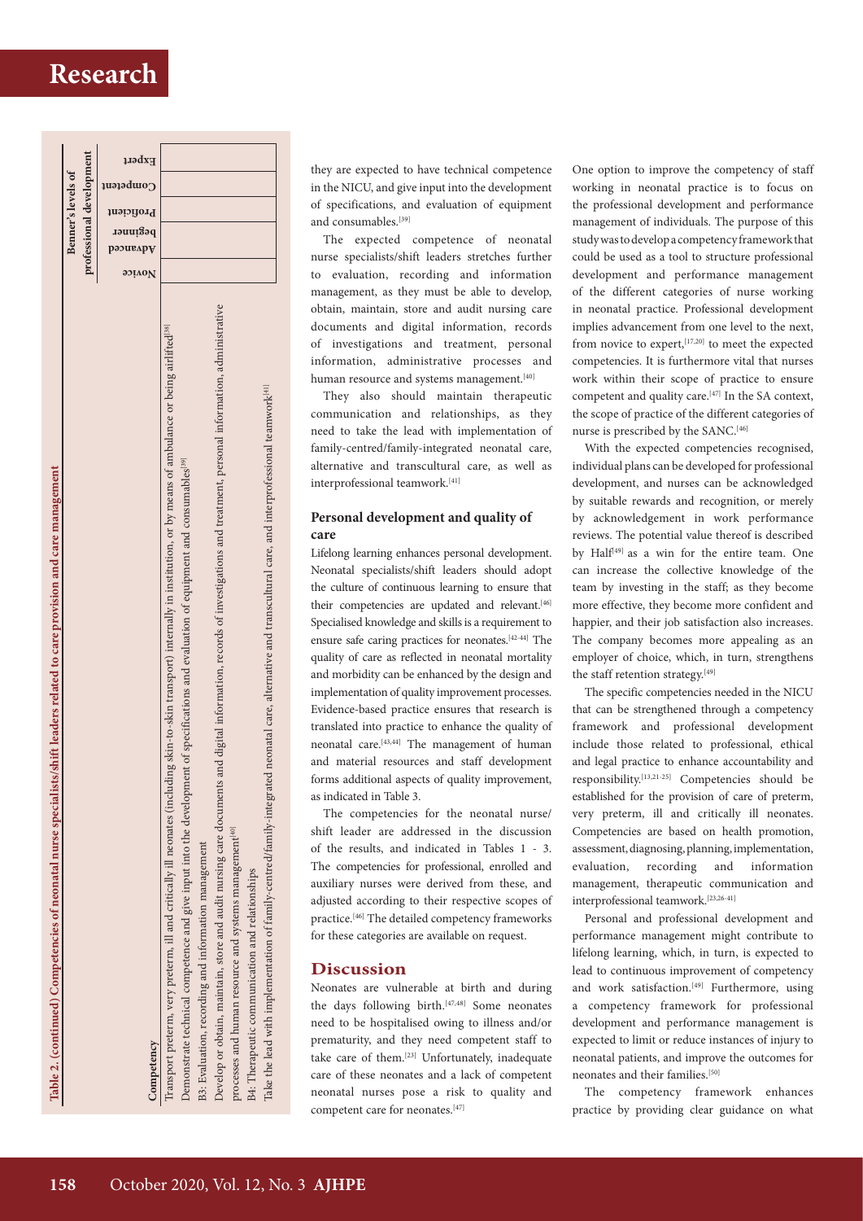**Table 2. (continued) Competencies of neonatal nurse specialists/shift leaders related to care provision and care management**

| Competency | Benner's levels of professional development | | | | |
|---|---|---|---|---|---|
| | Novice | Advanced beginner | Proficient | Competent | Expert |
| Transport preterm, very preterm, ill and critically ill neonates (including skin-to-skin transport) internally in institution, or by means of ambulance or being airlifted[38] | | | | | |
| Demonstrate technical competence and give input into the development of specifications and evaluation of equipment and consumables[39] | | | | | |
| B3: Evaluation, recording and information management | | | | | |
| Develop or obtain, maintain, store and audit nursing care documents and digital information, records of investigations and treatment, personal information, administrative processes and human resource and systems management[40] | | | | | |
| B4: Therapeutic communication and relationships | | | | | |
| Take the lead with implementation of family-centred/family-integrated neonatal care, alternative and transcultural care, and interprofessional teamwork[41] | | | | | |

they are expected to have technical competence in the NICU, and give input into the development of specifications, and evaluation of equipment and consumables.[39]

The expected competence of neonatal nurse specialists/shift leaders stretches further to evaluation, recording and information management, as they must be able to develop, obtain, maintain, store and audit nursing care documents and digital information, records of investigations and treatment, personal information, administrative processes and human resource and systems management.[40]

They also should maintain therapeutic communication and relationships, as they need to take the lead with implementation of family-centred/family-integrated neonatal care, alternative and transcultural care, as well as interprofessional teamwork.[41]

### Personal development and quality of care

Lifelong learning enhances personal development. Neonatal specialists/shift leaders should adopt the culture of continuous learning to ensure that their competencies are updated and relevant.[46] Specialised knowledge and skills is a requirement to ensure safe caring practices for neonates.[42-44] The quality of care as reflected in neonatal mortality and morbidity can be enhanced by the design and implementation of quality improvement processes. Evidence-based practice ensures that research is translated into practice to enhance the quality of neonatal care.[43,44] The management of human and material resources and staff development forms additional aspects of quality improvement, as indicated in Table 3.

The competencies for the neonatal nurse/shift leader are addressed in the discussion of the results, and indicated in Tables 1 - 3. The competencies for professional, enrolled and auxiliary nurses were derived from these, and adjusted according to their respective scopes of practice.[46] The detailed competency frameworks for these categories are available on request.

## Discussion

Neonates are vulnerable at birth and during the days following birth.[47,48] Some neonates need to be hospitalised owing to illness and/or prematurity, and they need competent staff to take care of them.[23] Unfortunately, inadequate care of these neonates and a lack of competent neonatal nurses pose a risk to quality and competent care for neonates.[47]

One option to improve the competency of staff working in neonatal practice is to focus on the professional development and performance management of individuals. The purpose of this study was to develop a competency framework that could be used as a tool to structure professional development and performance management of the different categories of nurse working in neonatal practice. Professional development implies advancement from one level to the next, from novice to expert,[17,20] to meet the expected competencies. It is furthermore vital that nurses work within their scope of practice to ensure competent and quality care.[47] In the SA context, the scope of practice of the different categories of nurse is prescribed by the SANC.[46]

With the expected competencies recognised, individual plans can be developed for professional development, and nurses can be acknowledged by suitable rewards and recognition, or merely by acknowledgement in work performance reviews. The potential value thereof is described by Half[49] as a win for the entire team. One can increase the collective knowledge of the team by investing in the staff; as they become more effective, they become more confident and happier, and their job satisfaction also increases. The company becomes more appealing as an employer of choice, which, in turn, strengthens the staff retention strategy.[49]

The specific competencies needed in the NICU that can be strengthened through a competency framework and professional development include those related to professional, ethical and legal practice to enhance accountability and responsibility.[13,21-25] Competencies should be established for the provision of care of preterm, very preterm, ill and critically ill neonates. Competencies are based on health promotion, assessment, diagnosing, planning, implementation, evaluation, recording and information management, therapeutic communication and interprofessional teamwork.[23,26-41]

Personal and professional development and performance management might contribute to lifelong learning, which, in turn, is expected to lead to continuous improvement of competency and work satisfaction.[49] Furthermore, using a competency framework for professional development and performance management is expected to limit or reduce instances of injury to neonatal patients, and improve the outcomes for neonates and their families.[50]

The competency framework enhances practice by providing clear guidance on what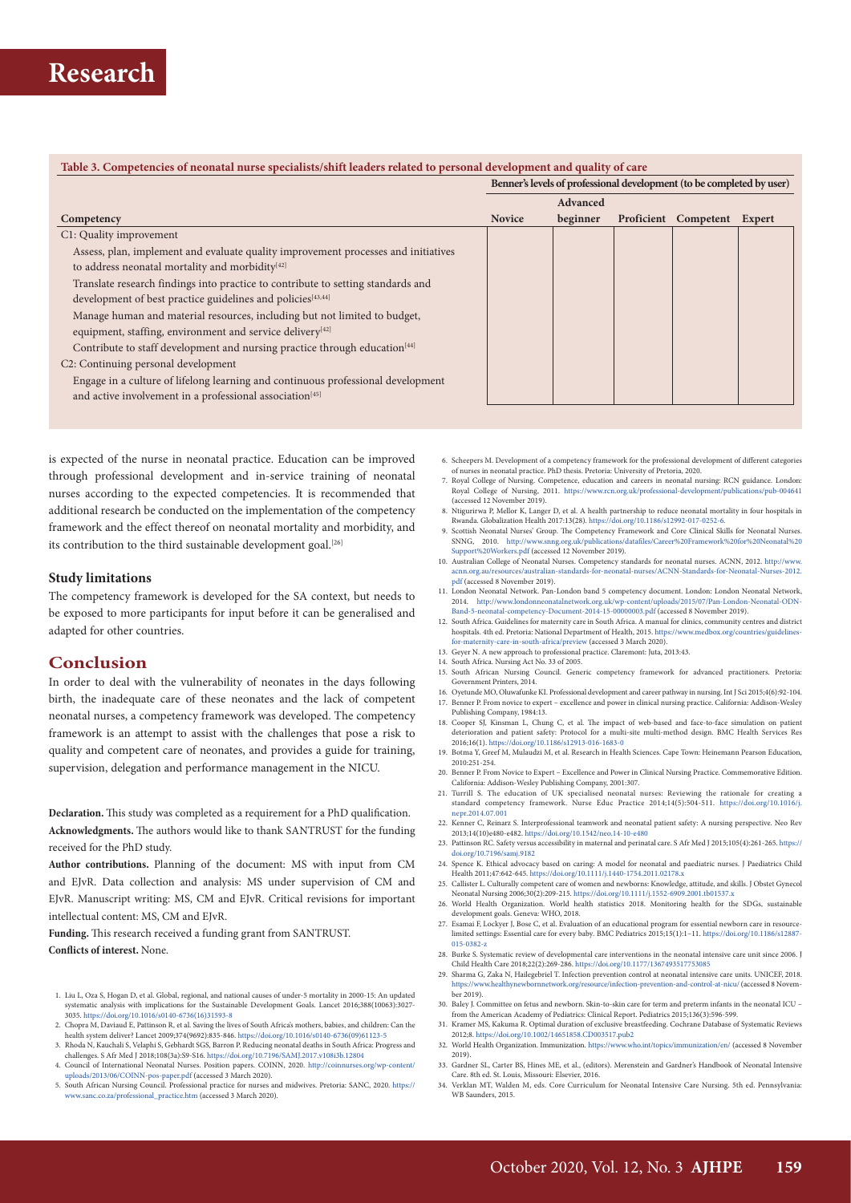**Table 3. Competencies of neonatal nurse specialists/shift leaders related to personal development and quality of care**

| Competency | Benner's levels of professional development (to be completed by user) | | | | |
|---|---|---|---|---|---|
| | Novice | Advanced beginner | Proficient | Competent | Expert |
| C1: Quality improvement | | | | | |
| Assess, plan, implement and evaluate quality improvement processes and initiatives to address neonatal mortality and morbidity[42] | | | | | |
| Translate research findings into practice to contribute to setting standards and development of best practice guidelines and policies[43,44] | | | | | |
| Manage human and material resources, including but not limited to budget, equipment, staffing, environment and service delivery[42] | | | | | |
| Contribute to staff development and nursing practice through education[44] | | | | | |
| C2: Continuing personal development | | | | | |
| Engage in a culture of lifelong learning and continuous professional development and active involvement in a professional association[45] | | | | | |

is expected of the nurse in neonatal practice. Education can be improved through professional development and in-service training of neonatal nurses according to the expected competencies. It is recommended that additional research be conducted on the implementation of the competency framework and the effect thereof on neonatal mortality and morbidity, and its contribution to the third sustainable development goal.[26]

### Study limitations

The competency framework is developed for the SA context, but needs to be exposed to more participants for input before it can be generalised and adapted for other countries.

## Conclusion

In order to deal with the vulnerability of neonates in the days following birth, the inadequate care of these neonates and the lack of competent neonatal nurses, a competency framework was developed. The competency framework is an attempt to assist with the challenges that pose a risk to quality and competent care of neonates, and provides a guide for training, supervision, delegation and performance management in the NICU.

**Declaration.** This study was completed as a requirement for a PhD qualification.

**Acknowledgments.** The authors would like to thank SANTRUST for the funding received for the PhD study.

**Author contributions.** Planning of the document: MS with input from CM and EJvR. Data collection and analysis: MS under supervision of CM and EJvR. Manuscript writing: MS, CM and EJvR. Critical revisions for important intellectual content: MS, CM and EJvR.

**Funding.** This research received a funding grant from SANTRUST.

**Conflicts of interest.** None.

1. Liu L, Oza S, Hogan D, et al. Global, regional, and national causes of under-5 mortality in 2000-15: An updated systematic analysis with implications for the Sustainable Development Goals. Lancet 2016;388(10063):3027-3035. https://doi.org/10.1016/s0140-6736(16)31593-8
2. Chopra M, Daviaud E, Pattinson R, et al. Saving the lives of South Africa's mothers, babies, and children: Can the health system deliver? Lancet 2009;374(9692):835-846. https://doi.org/10.1016/s0140-6736(09)61123-5
3. Rhoda N, Kauchali S, Velaphi S, Gebhardt SGS, Barron P. Reducing neonatal deaths in South Africa: Progress and challenges. S Afr Med J 2018;108(3a):S9-S16. https://doi.org/10.7196/SAMJ.2017.v108i3b.12804
4. Council of International Neonatal Nurses. Position papers. COINN, 2020. http://coinnurses.org/wp-content/uploads/2013/06/COINN-pos-paper.pdf (accessed 3 March 2020).
5. South African Nursing Council. Professional practice for nurses and midwives. Pretoria: SANC, 2020. https://www.sanc.co.za/professional_practice.htm (accessed 3 March 2020).
6. Scheepers M. Development of a competency framework for the professional development of different categories of nurses in neonatal practice. PhD thesis. Pretoria: University of Pretoria, 2020.
7. Royal College of Nursing. Competence, education and careers in neonatal nursing: RCN guidance. London: Royal College of Nursing, 2011. https://www.rcn.org.uk/professional-development/publications/pub-004641 (accessed 12 November 2019).
8. Ntigurirwa P, Mellor K, Langer D, et al. A health partnership to reduce neonatal mortality in four hospitals in Rwanda. Globalization Health 2017:13(28). https://doi.org/10.1186/s12992-017-0252-6.
9. Scottish Neonatal Nurses' Group. The Competency Framework and Core Clinical Skills for Neonatal Nurses. SNNG, 2010. http://www.snng.org.uk/publications/datafiles/Career%20Framework%20for%20Neonatal%20Support%20Workers.pdf (accessed 12 November 2019).
10. Australian College of Neonatal Nurses. Competency standards for neonatal nurses. ACNN, 2012. http://www.acnn.org.au/resources/australian-standards-for-neonatal-nurses/ACNN-Standards-for-Neonatal-Nurses-2012.pdf (accessed 8 November 2019).
11. London Neonatal Network. Pan-London band 5 competency document. London: London Neonatal Network, 2014. http://www.londonneonatalnetwork.org.uk/wp-content/uploads/2015/07/Pan-London-Neonatal-ODN-Band-5-neonatal-competency-Document-2014-15-00000003.pdf (accessed 8 November 2019).
12. South Africa. Guidelines for maternity care in South Africa. A manual for clinics, community centres and district hospitals. 4th ed. Pretoria: National Department of Health, 2015. https://www.medbox.org/countries/guidelines-for-maternity-care-in-south-africa/preview (accessed 3 March 2020).
13. Geyer N. A new approach to professional practice. Claremont: Juta, 2013:43.
14. South Africa. Nursing Act No. 33 of 2005.
15. South African Nursing Council. Generic competency framework for advanced practitioners. Pretoria: Government Printers, 2014.
16. Oyetunde MO, Oluwafunke KI. Professional development and career pathway in nursing. Int J Sci 2015;4(6):92-104.
17. Benner P. From novice to expert – excellence and power in clinical nursing practice. California: Addison-Wesley Publishing Company, 1984:13.
18. Cooper SJ, Kinsman L, Chung C, et al. The impact of web-based and face-to-face simulation on patient deterioration and patient safety: Protocol for a multi-site multi-method design. BMC Health Services Res 2016;16(1). https://doi.org/10.1186/s12913-016-1683-0
19. Botma Y, Greef M, Mulaudzi M, et al. Research in Health Sciences. Cape Town: Heinemann Pearson Education, 2010:251-254.
20. Benner P. From Novice to Expert – Excellence and Power in Clinical Nursing Practice. Commemorative Edition. California: Addison-Wesley Publishing Company, 2001:307.
21. Turrill S. The education of UK specialised neonatal nurses: Reviewing the rationale for creating a standard competency framework. Nurse Educ Practice 2014;14(5):504-511. https://doi.org/10.1016/j.nepr.2014.07.001
22. Kenner C, Reinarz S. Interprofessional teamwork and neonatal patient safety: A nursing perspective. Neo Rev 2013;14(10)e480-e482. https://doi.org/10.1542/neo.14-10-e480
23. Pattinson RC. Safety versus accessibility in maternal and perinatal care. S Afr Med J 2015;105(4):261-265. https://doi.org/10.7196/samj.9182
24. Spence K. Ethical advocacy based on caring: A model for neonatal and paediatric nurses. J Paediatrics Child Health 2011;47:642-645. https://doi.org/10.1111/j.1440-1754.2011.02178.x
25. Callister L. Culturally competent care of women and newborns: Knowledge, attitude, and skills. J Obstet Gynecol Neonatal Nursing 2006;30(2):209-215. https://doi.org/10.1111/j.1552-6909.2001.tb01537.x
26. World Health Organization. World health statistics 2018. Monitoring health for the SDGs, sustainable development goals. Geneva: WHO, 2018.
27. Esamai F, Lockyer J, Bose C, et al. Evaluation of an educational program for essential newborn care in resource-limited settings: Essential care for every baby. BMC Pediatrics 2015;15(1):1–11. https://doi.org/10.1186/s12887-015-0382-z
28. Burke S. Systematic review of developmental care interventions in the neonatal intensive care unit since 2006. J Child Health Care 2018;22(2):269-286. https://doi.org/10.1177/1367493517753085
29. Sharma G, Zaka N, Hailegebriel T. Infection prevention control at neonatal intensive care units. UNICEF, 2018. https://www.healthynewbornnetwork.org/resource/infection-prevention-and-control-at-nicu/ (accessed 8 November 2019).
30. Baley J. Committee on fetus and newborn. Skin-to-skin care for term and preterm infants in the neonatal ICU – from the American Academy of Pediatrics: Clinical Report. Pediatrics 2015;136(3):596-599.
31. Kramer MS, Kakuma R. Optimal duration of exclusive breastfeeding. Cochrane Database of Systematic Reviews 2012;8. https://doi.org/10.1002/14651858.CD003517.pub2
32. World Health Organization. Immunization. https://www.who.int/topics/immunization/en/ (accessed 8 November 2019).
33. Gardner SL, Carter BS, Hines ME, et al., (editors). Merenstein and Gardner's Handbook of Neonatal Intensive Care. 8th ed. St. Louis, Missouri: Elsevier, 2016.
34. Verklan MT, Walden M, eds. Core Curriculum for Neonatal Intensive Care Nursing. 5th ed. Pennsylvania: WB Saunders, 2015.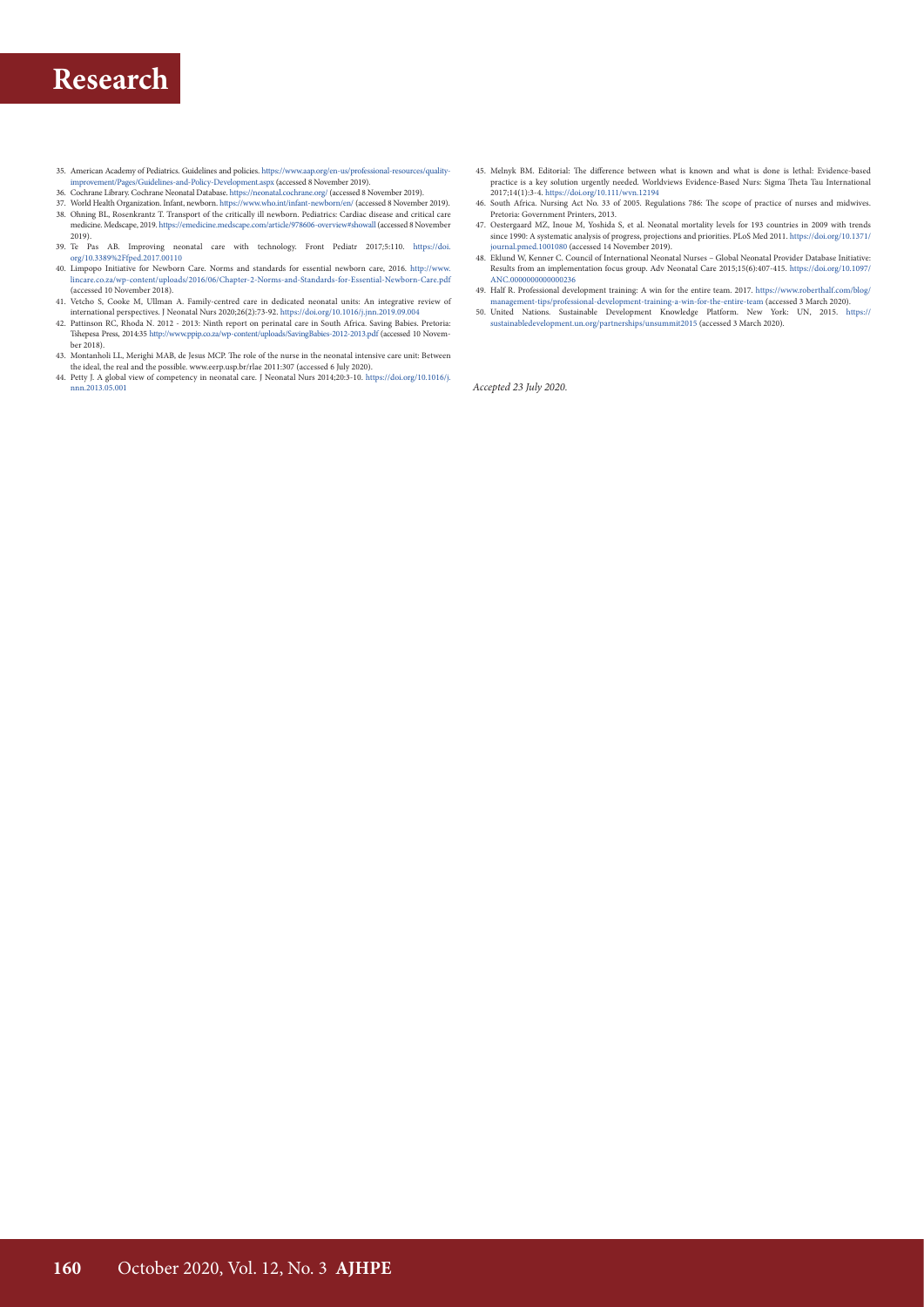35. American Academy of Pediatrics. Guidelines and policies. https://www.aap.org/en-us/professional-resources/quality-improvement/Pages/Guidelines-and-Policy-Development.aspx (accessed 8 November 2019).
36. Cochrane Library. Cochrane Neonatal Database. https://neonatal.cochrane.org/ (accessed 8 November 2019).
37. World Health Organization. Infant, newborn. https://www.who.int/infant-newborn/en/ (accessed 8 November 2019).
38. Ohning BL, Rosenkrantz T. Transport of the critically ill newborn. Pediatrics: Cardiac disease and critical care medicine. Medscape, 2019. https://emedicine.medscape.com/article/978606-overview#showall (accessed 8 November 2019).
39. Te Pas AB. Improving neonatal care with technology. Front Pediatr 2017;5:110. https://doi.org/10.3389%2Ffped.2017.00110
40. Limpopo Initiative for Newborn Care. Norms and standards for essential newborn care, 2016. http://www.lincare.co.za/wp-content/uploads/2016/06/Chapter-2-Norms-and-Standards-for-Essential-Newborn-Care.pdf (accessed 10 November 2018).
41. Vetcho S, Cooke M, Ullman A. Family-centred care in dedicated neonatal units: An integrative review of international perspectives. J Neonatal Nurs 2020;26(2):73-92. https://doi.org/10.1016/j.jnn.2019.09.004
42. Pattinson RC, Rhoda N. 2012 - 2013: Ninth report on perinatal care in South Africa. Saving Babies. Pretoria: Tshepesa Press, 2014:35 http://www.ppip.co.za/wp-content/uploads/SavingBabies-2012-2013.pdf (accessed 10 November 2018).
43. Montanholi LL, Merighi MAB, de Jesus MCP. The role of the nurse in the neonatal intensive care unit: Between the ideal, the real and the possible. www.eerp.usp.br/rlae 2011:307 (accessed 6 July 2020).
44. Petty J. A global view of competency in neonatal care. J Neonatal Nurs 2014;20:3-10. https://doi.org/10.1016/j.nnn.2013.05.001
45. Melnyk BM. Editorial: The difference between what is known and what is done is lethal: Evidence-based practice is a key solution urgently needed. Worldviews Evidence-Based Nurs: Sigma Theta Tau International 2017;14(1):3-4. https://doi.org/10.111/wvn.12194
46. South Africa. Nursing Act No. 33 of 2005. Regulations 786: The scope of practice of nurses and midwives. Pretoria: Government Printers, 2013.
47. Oestergaard MZ, Inoue M, Yoshida S, et al. Neonatal mortality levels for 193 countries in 2009 with trends since 1990: A systematic analysis of progress, projections and priorities. PLoS Med 2011. https://doi.org/10.1371/journal.pmed.1001080 (accessed 14 November 2019).
48. Eklund W, Kenner C. Council of International Neonatal Nurses – Global Neonatal Provider Database Initiative: Results from an implementation focus group. Adv Neonatal Care 2015;15(6):407-415. https://doi.org/10.1097/ANC.0000000000000236
49. Half R. Professional development training: A win for the entire team. 2017. https://www.roberthalf.com/blog/management-tips/professional-development-training-a-win-for-the-entire-team (accessed 3 March 2020).
50. United Nations. Sustainable Development Knowledge Platform. New York: UN, 2015. https://sustainabledevelopment.un.org/partnerships/unsummit2015 (accessed 3 March 2020).

*Accepted 23 July 2020.*